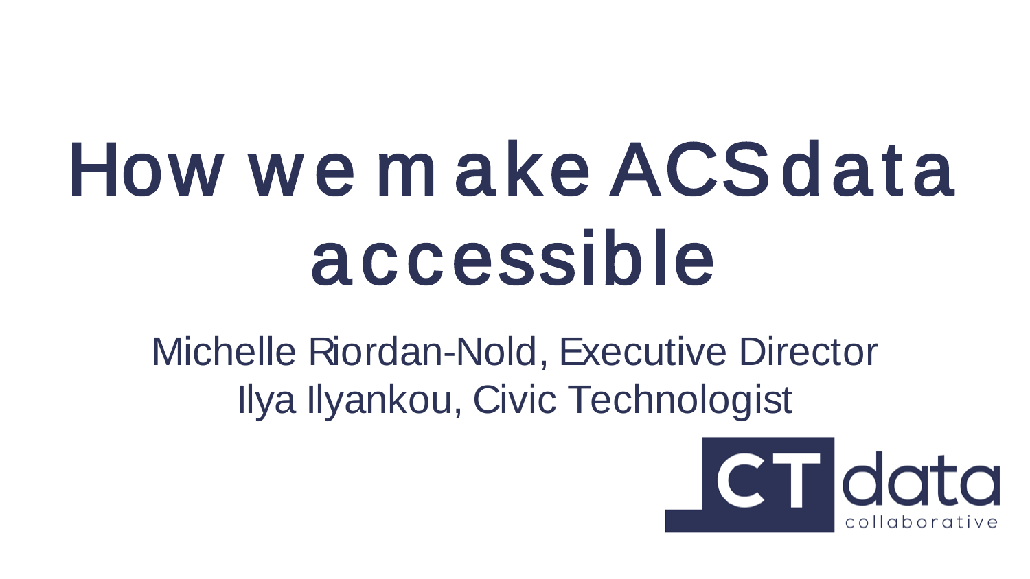# How we make ACS data accessible

Michelle Riordan-Nold, Executive Director

Ilya Ilyankou, Civic Technologist

CT data collaborative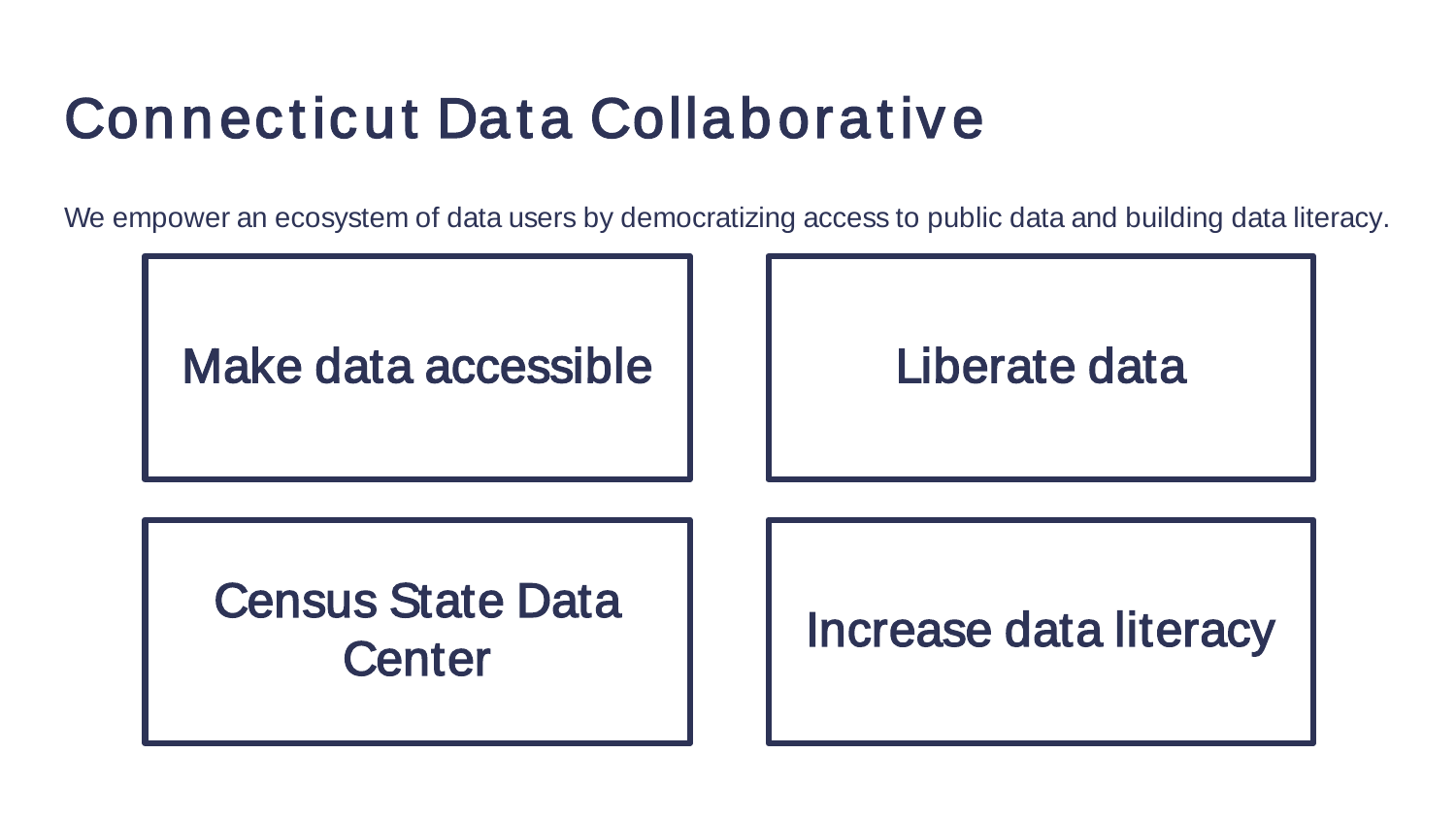# Connecticut Data Collaborative

We empower an ecosystem of data users by democratizing access to public data and building data literacy.

- Make data accessible
- Liberate data
- Census State Data Center
- Increase data literacy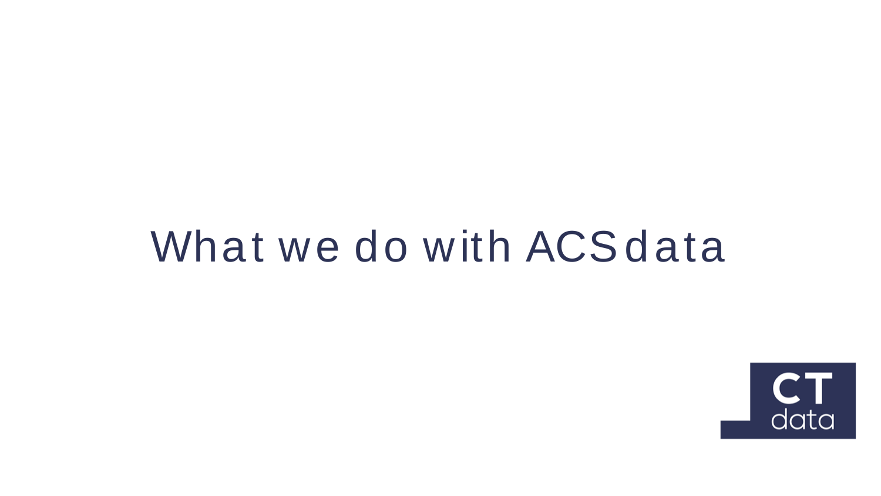# What we do with ACS data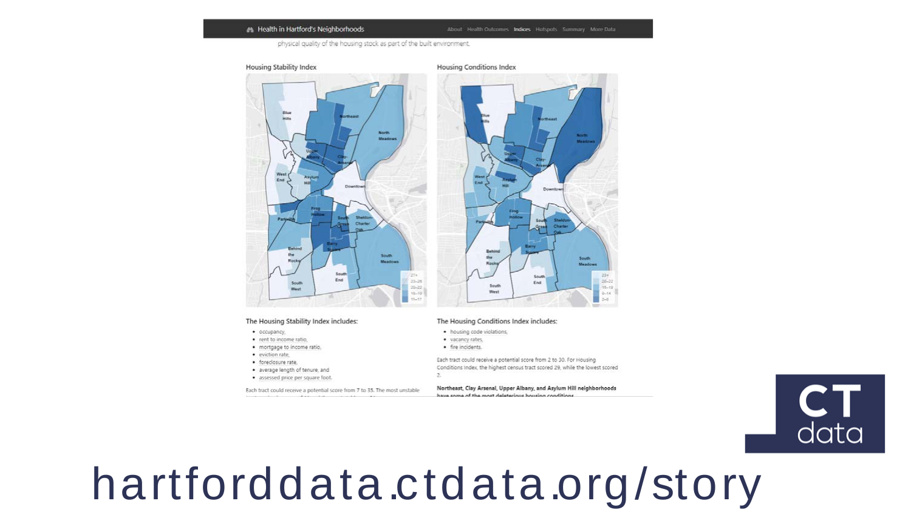Health in Hartford's Neighborhoods

About | Health Outcomes | Indices | Hotspots | Summary | More Data

physical quality of the housing stock as part of the built environment.

### Housing Stability Index

### Housing Conditions Index

**The Housing Stability Index includes:**

- occupancy,
- rent to income ratio,
- mortgage to income ratio,
- eviction rate,
- foreclosure rate,
- average length of tenure, and
- assessed price per square foot.

Each tract could receive a potential score from 7 to 35. The most unstable

**The Housing Conditions Index includes:**

- housing code violations,
- vacancy rates,
- fire incidents.

Each tract could receive a potential score from 2 to 30. For Housing Conditions Index, the highest census tract scored 29, while the lowest scored 2.

**Northeast, Clay Arsenal, Upper Albany, and Asylum Hill neighborhoods have some of the most deleterious housing conditions**

CT data

hartforddata.ctdata.org/story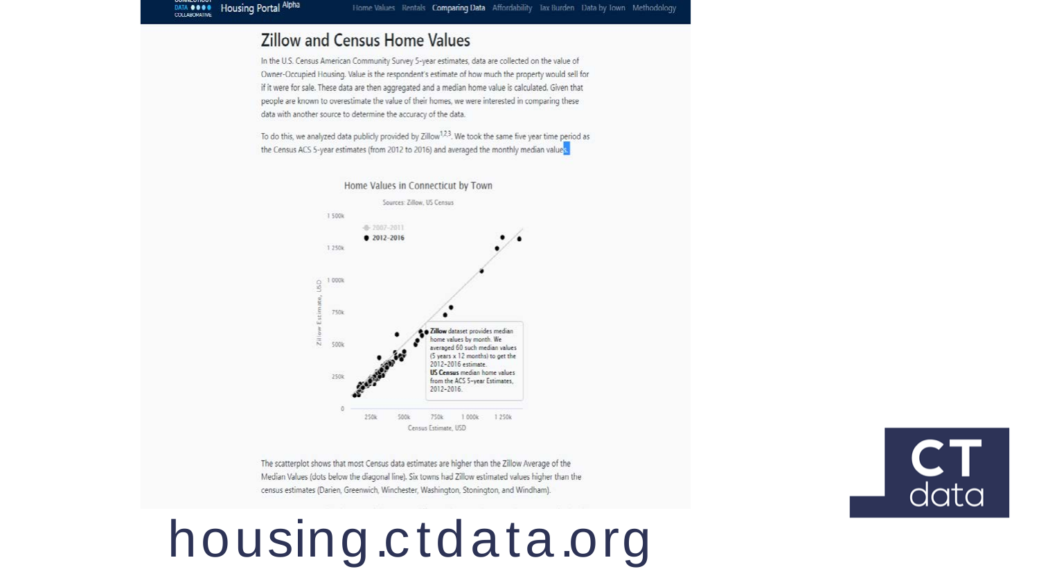Housing Portal Alpha

Home Values | Rentals | Comparing Data | Affordability | Tax Burden | Data by Town | Methodology

## Zillow and Census Home Values

In the U.S. Census American Community Survey 5-year estimates, data are collected on the value of Owner-Occupied Housing. Value is the respondent's estimate of how much the property would sell for if it were for sale. These data are then aggregated and a median home value is calculated. Given that people are known to overestimate the value of their homes, we were interested in comparing these data with another source to determine the accuracy of the data.

To do this, we analyzed data publicly provided by Zillow[1,2,3]. We took the same five year time period as the Census ACS 5-year estimates (from 2012 to 2016) and averaged the monthly median values.

**Home Values in Connecticut by Town**

Sources: Zillow, US Census

- 2007-2011
- 2012-2016

**Zillow** dataset provides median home values by month. We averaged 60 such median values (5 years x 12 months) to get the 2012-2016 estimate.
**US Census** median home values from the ACS 5-year Estimates, 2012-2016.

Zillow Estimate, USD (0 – 1 500k) vs. Census Estimate, USD (250k – 1 250k)

The scatterplot shows that most Census data estimates are higher than the Zillow Average of the Median Values (dots below the diagonal line). Six towns had Zillow estimated values higher than the census estimates (Darien, Greenwich, Winchester, Washington, Stonington, and Windham).

# housing.ctdata.org

CT data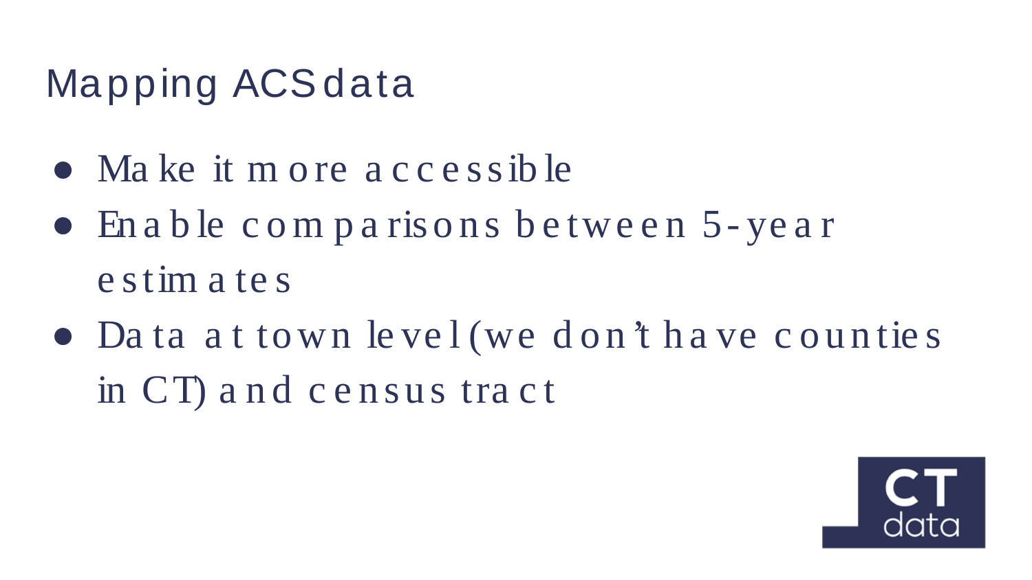# Mapping ACS data

- Make it more accessible
- Enable comparisons between 5-year estimates
- Data at town level (we don't have counties in CT) and census tract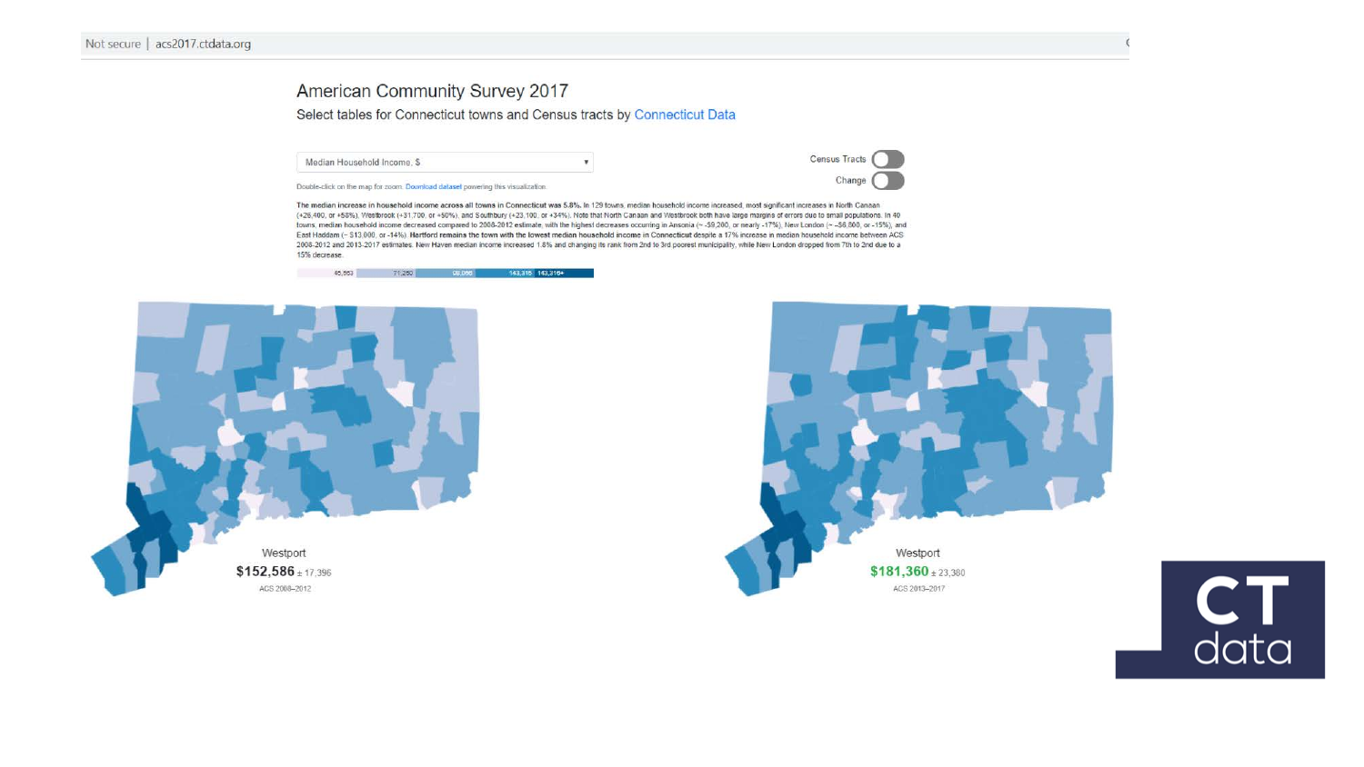Not secure | acs2017.ctdata.org

# American Community Survey 2017

Select tables for Connecticut towns and Census tracts by Connecticut Data

Median Household Income, $

Census Tracts

Change

Double-click on the map for zoom. Download dataset powering this visualization.

**The median increase in household income across all towns in Connecticut was 5.8%.** In 129 towns, median household income increased, most significant increases in North Canaan (+26,400, or +68%), Westbrook (+31,700, or +50%), and Southbury (+23,100, or +34%). Note that North Canaan and Westbrook both have large margins of errors due to small populations. In 40 towns, median household income decreased compared to 2008-2012 estimate, with the highest decreases occurring in Ansonia (~ -$9,200, or nearly -17%), New London (~ -$6,800, or -15%), and East Haddam (~ $13,000, or -14%). **Hartford remains the town with the lowest median household income in Connecticut** despite a 17% increase in median household income between ACS 2008-2012 and 2013-2017 estimates. New Haven median income increased 1.8% and changing its rank from 2nd to 3rd poorest municipality, while New London dropped from 7th to 2nd due to a 15% decrease.

45,553 | 71,250 | 98,066 | 143,315 | 143,316+

Westport
**$152,586** ± 17,396
ACS 2008–2012

Westport
**$181,360** ± 23,380
ACS 2013–2017

CT data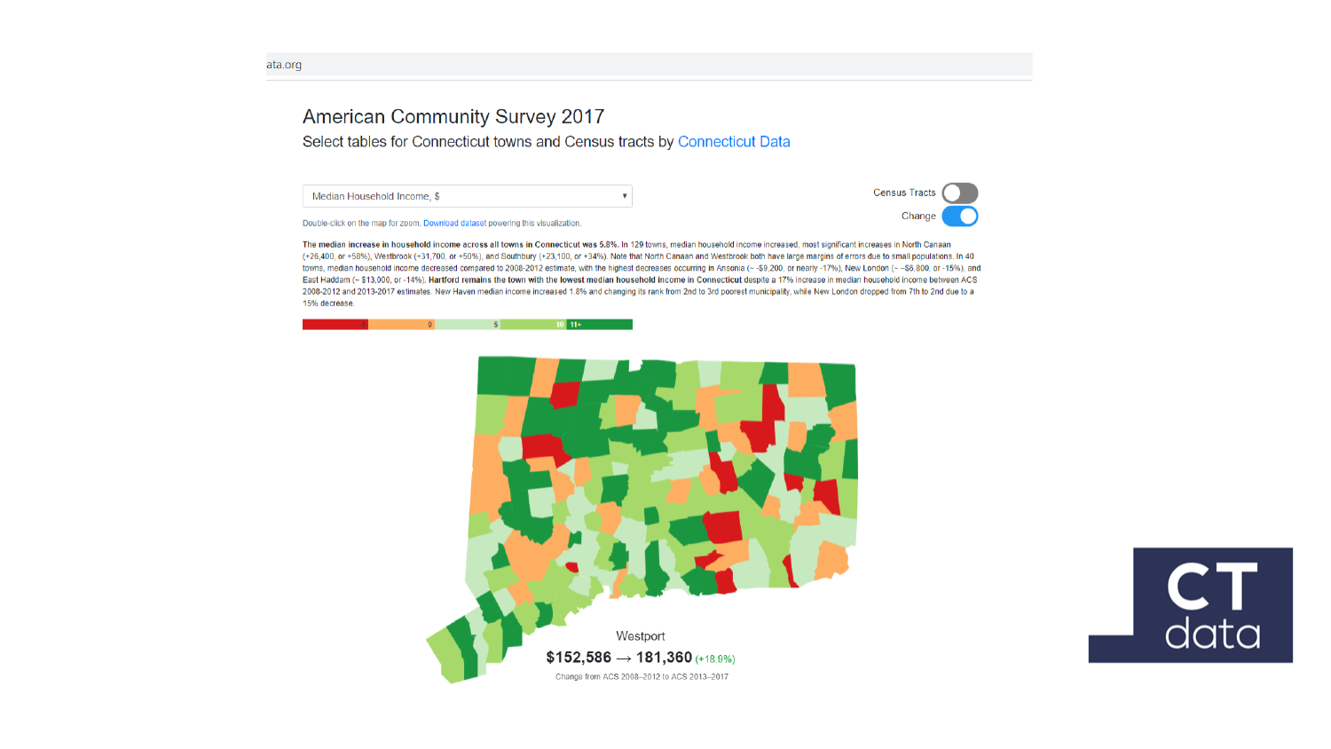ata.org

# American Community Survey 2017

## Select tables for Connecticut towns and Census tracts by Connecticut Data

Median Household Income, $

Census Tracts

Change

Double-click on the map for zoom. Download dataset powering this visualization.

**The median increase in household income across all towns in Connecticut was 5.8%.** In 129 towns, median household income increased, most significant increases in North Canaan (+26,400, or +58%), Westbrook (+31,700, or +50%), and Southbury (+23,100, or +34%). Note that North Canaan and Westbrook both have large margins of errors due to small populations. In 40 towns, median household income decreased compared to 2008-2012 estimate, with the highest decreases occurring in Ansonia (~ -$9,200, or nearly -17%), New London (~ -$6,800, or -15%), and East Haddam (~ $13,000, or -14%). **Hartford remains the town with the lowest median household income in Connecticut** despite a 17% increase in median household income between ACS 2008-2012 and 2013-2017 estimates. New Haven median income increased 1.8% and changing its rank from 2nd to 3rd poorest municipality, while New London dropped from 7th to 2nd due to a 15% decrease.

0 5 10 11+

Westport

**$152,586 → 181,360** (+18.9%)

Change from ACS 2008–2012 to ACS 2013–2017

CT data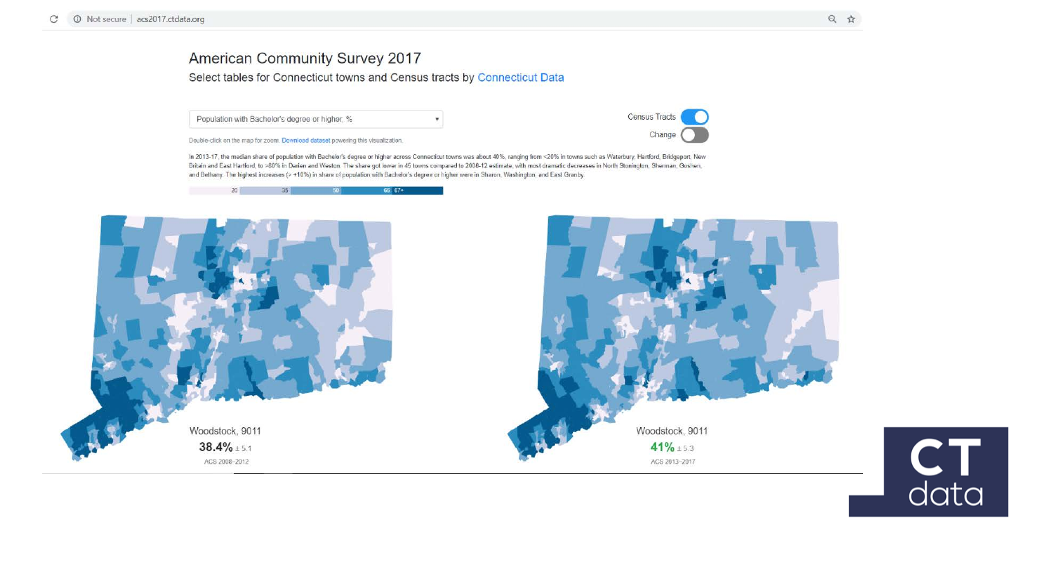# American Community Survey 2017

Select tables for Connecticut towns and Census tracts by Connecticut Data

Population with Bachelor's degree or higher, %

Census Tracts

Change

Double-click on the map for zoom. Download dataset powering this visualization.

In 2013-17, the median share of population with Bachelor's degree or higher across Connecticut towns was about 40%, ranging from <20% in towns such as Waterbury, Hartford, Bridgeport, New Britain and East Hartford, to >80% in Darien and Weston. The share got lower in 45 towns compared to 2008-12 estimate, with most dramatic decreases in North Stonington, Sherman, Goshen, and Bethany. The highest increases (> +10%) in share of population with Bachelor's degree or higher were in Sharon, Washington, and East Granby.

20 | 35 | 50 | 66 | 67+

Woodstock, 9011
**38.4%** ± 5.1
ACS 2008–2012

Woodstock, 9011
**41%** ± 5.3
ACS 2013–2017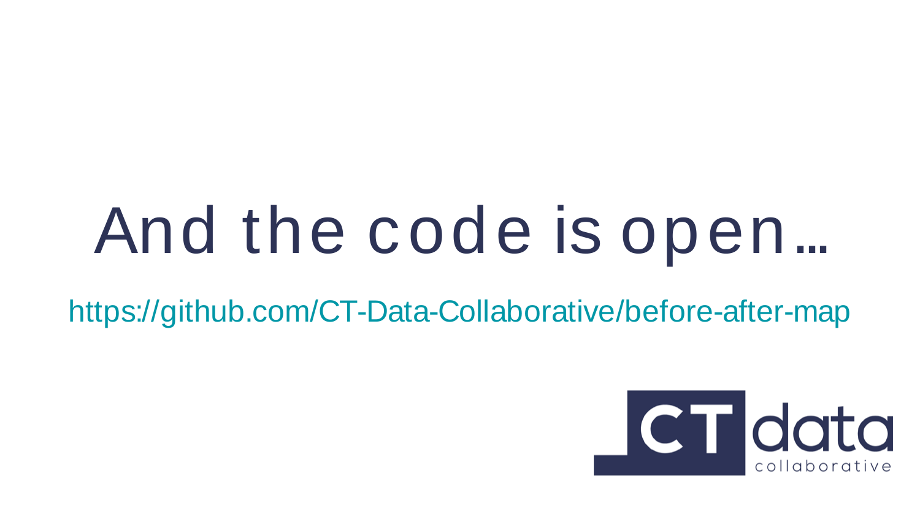# And the code is open…

https://github.com/CT-Data-Collaborative/before-after-map

CT data collaborative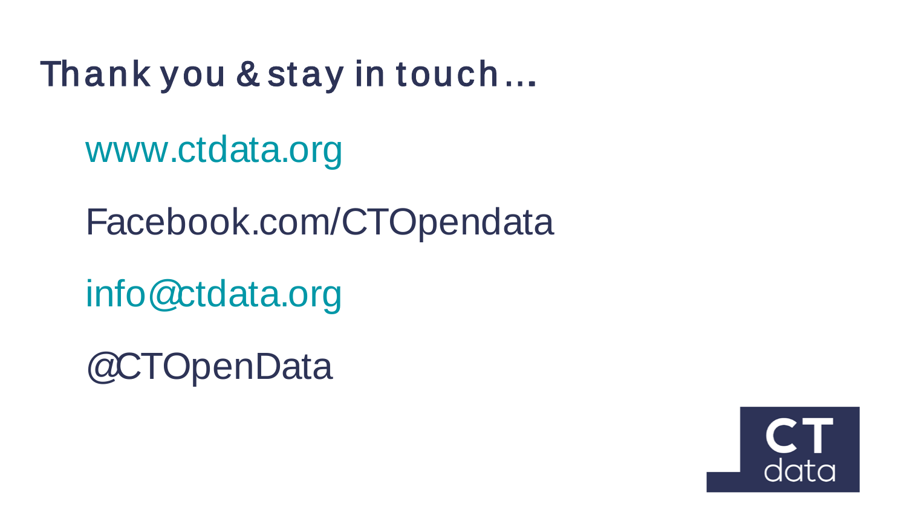# Thank you & stay in touch…

www.ctdata.org

Facebook.com/CTOpendata

info@ctdata.org

@CTOpenData

CT data